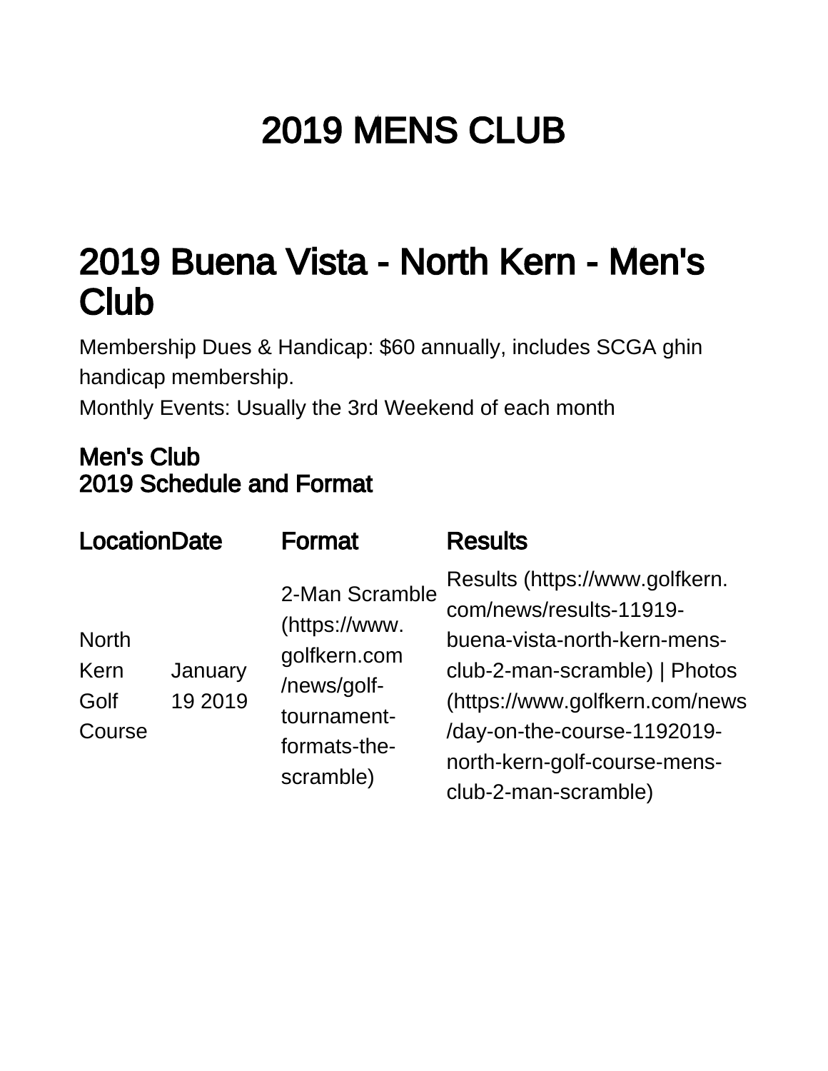# 2019 MENS CLUB

## 2019 Buena Vista - North Kern - Men's Club

Membership Dues & Handicap: $60 annually, includes SCGA ghin handicap membership.
Monthly Events: Usually the 3rd Weekend of each month

### Men's Club
### 2019 Schedule and Format

| Location | Date | Format | Results |
|---|---|---|---|
| North Kern Golf Course | January 19 2019 | 2-Man Scramble (https://www.golfkern.com/news/golf-tournament-formats-the-scramble) | Results (https://www.golfkern.com/news/results-11919-buena-vista-north-kern-mens-club-2-man-scramble) \| Photos (https://www.golfkern.com/news/day-on-the-course-1192019-north-kern-golf-course-mens-club-2-man-scramble) |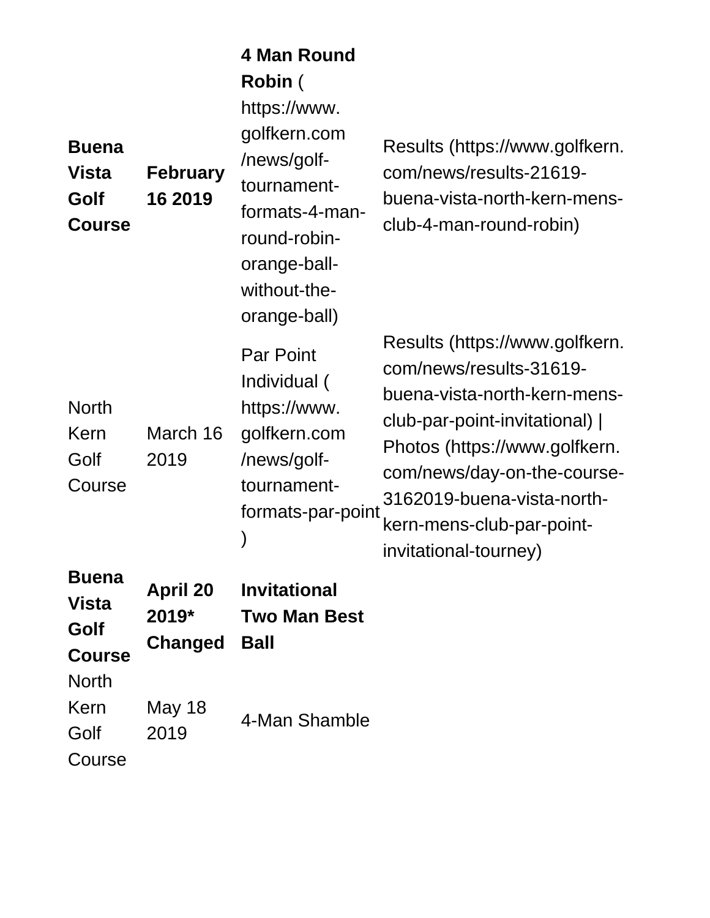| | | | |
|---|---|---|---|
| **Buena Vista Golf Course** | **February 16 2019** | **4 Man Round Robin** ( https://www.golfkern.com/news/golf-tournament-formats-4-man-round-robin-orange-ball-without-the-orange-ball) | Results (https://www.golfkern.com/news/results-21619-buena-vista-north-kern-mens-club-4-man-round-robin) |
| North Kern Golf Course | March 16 2019 | Par Point Individual ( https://www.golfkern.com/news/golf-tournament-formats-par-point) | Results (https://www.golfkern.com/news/results-31619-buena-vista-north-kern-mens-club-par-point-invitational) \| Photos (https://www.golfkern.com/news/day-on-the-course-3162019-buena-vista-north-kern-mens-club-par-point-invitational-tourney) |
| **Buena Vista Golf Course** | **April 20 2019* Changed** | **Invitational Two Man Best Ball** | |
| North Kern Golf Course | May 18 2019 | 4-Man Shamble | |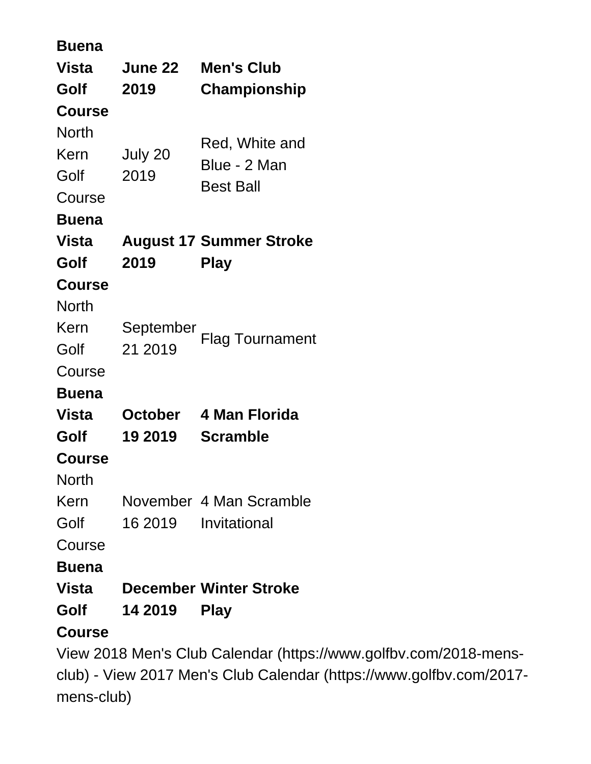| | | |
|---|---|---|
| **Buena Vista Golf Course** | **June 22 2019** | **Men's Club Championship** |
| North Kern Golf Course | July 20 2019 | Red, White and Blue - 2 Man Best Ball |
| **Buena Vista Golf Course** | **August 17 2019** | **Summer Stroke Play** |
| North Kern Golf Course | September 21 2019 | Flag Tournament |
| **Buena Vista Golf Course** | **October 19 2019** | **4 Man Florida Scramble** |
| North Kern Golf Course | November 16 2019 | 4 Man Scramble Invitational |
| **Buena Vista Golf Course** | **December 14 2019** | **Winter Stroke Play** |

View 2018 Men's Club Calendar (https://www.golfbv.com/2018-mens-club) - View 2017 Men's Club Calendar (https://www.golfbv.com/2017-mens-club)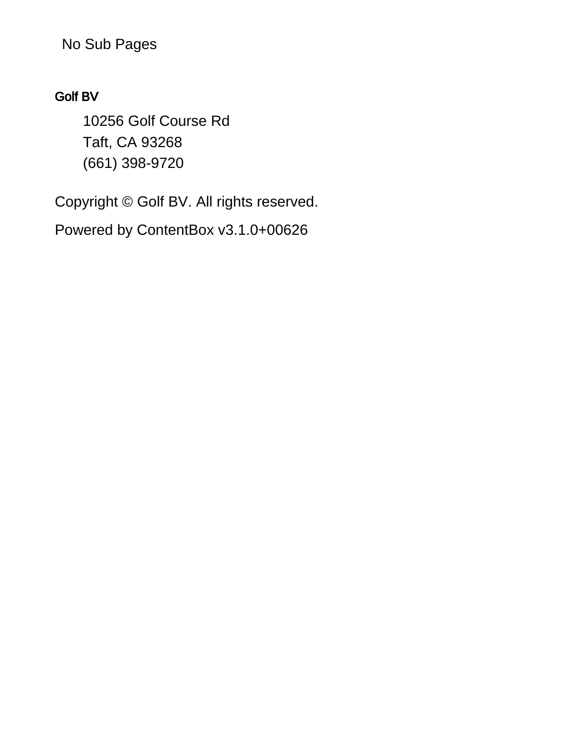No Sub Pages

**Golf BV**

10256 Golf Course Rd
Taft, CA 93268
(661) 398-9720

Copyright © Golf BV. All rights reserved.

Powered by ContentBox v3.1.0+00626